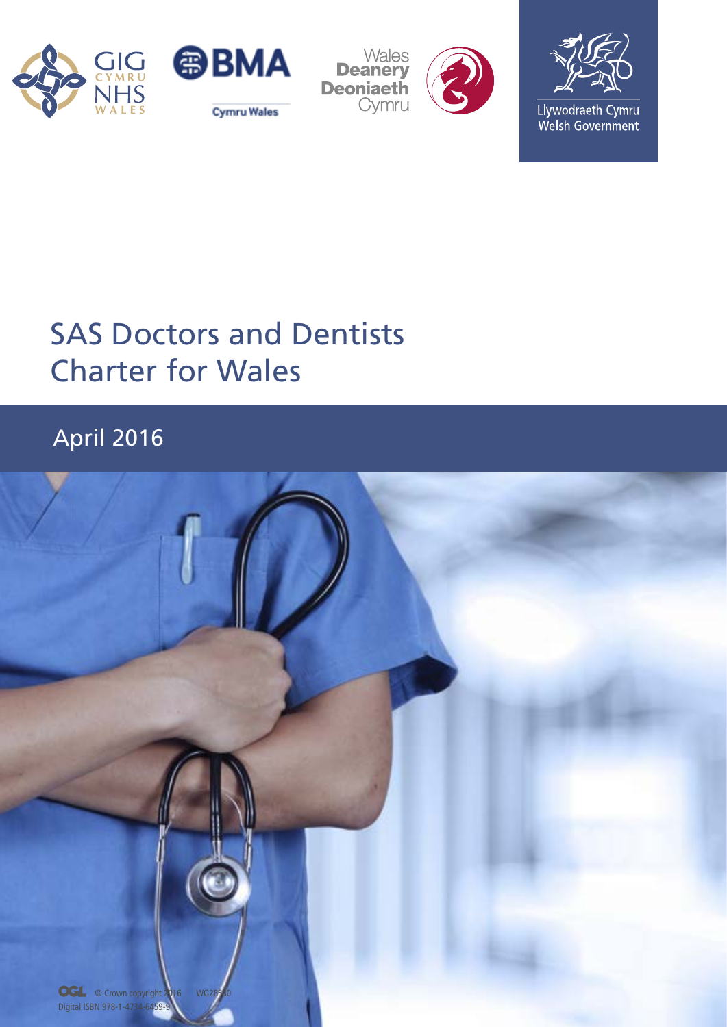# SAS Doctors and Dentists Charter for Wales

April 2016

© Crown copyright 2016 WG28530

Digital ISBN 978-1-4734-6459-9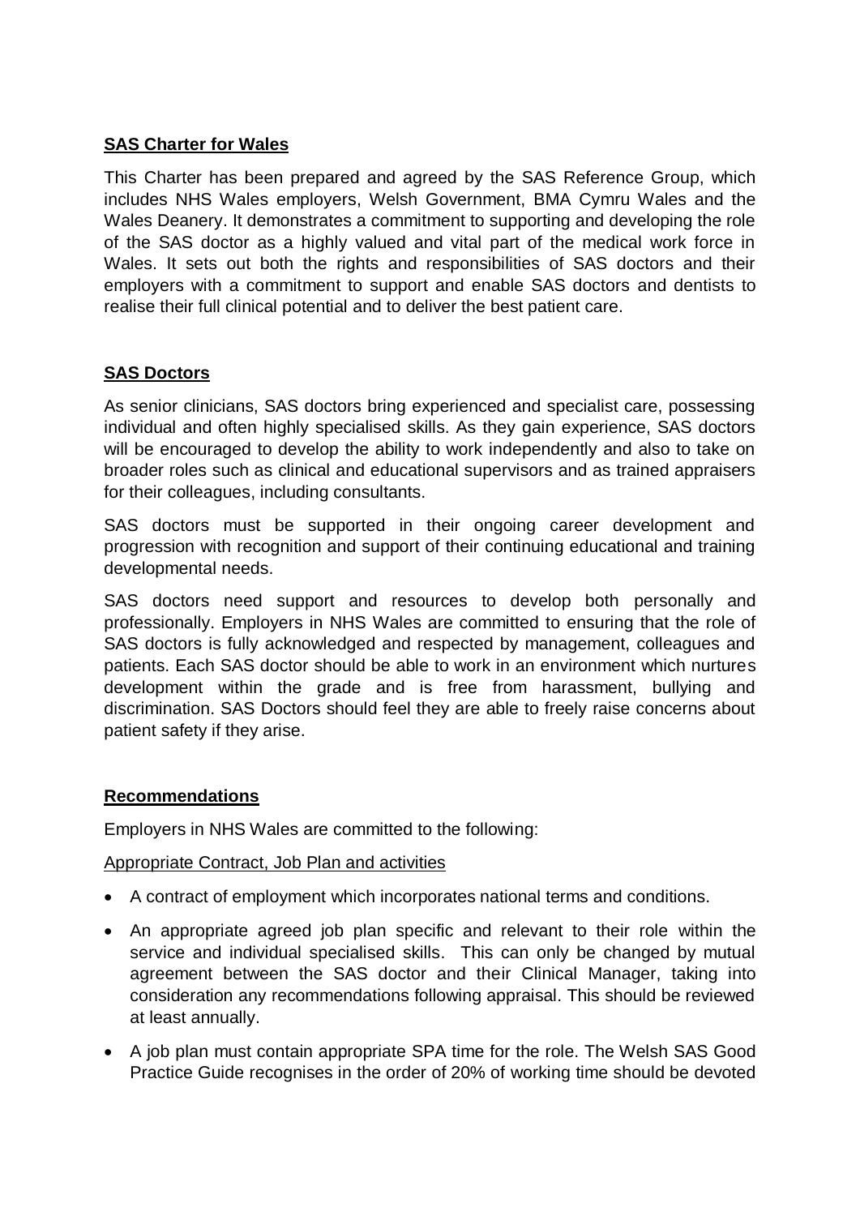**SAS Charter for Wales**

This Charter has been prepared and agreed by the SAS Reference Group, which includes NHS Wales employers, Welsh Government, BMA Cymru Wales and the Wales Deanery. It demonstrates a commitment to supporting and developing the role of the SAS doctor as a highly valued and vital part of the medical work force in Wales. It sets out both the rights and responsibilities of SAS doctors and their employers with a commitment to support and enable SAS doctors and dentists to realise their full clinical potential and to deliver the best patient care.

**SAS Doctors**

As senior clinicians, SAS doctors bring experienced and specialist care, possessing individual and often highly specialised skills. As they gain experience, SAS doctors will be encouraged to develop the ability to work independently and also to take on broader roles such as clinical and educational supervisors and as trained appraisers for their colleagues, including consultants.

SAS doctors must be supported in their ongoing career development and progression with recognition and support of their continuing educational and training developmental needs.

SAS doctors need support and resources to develop both personally and professionally. Employers in NHS Wales are committed to ensuring that the role of SAS doctors is fully acknowledged and respected by management, colleagues and patients. Each SAS doctor should be able to work in an environment which nurtures development within the grade and is free from harassment, bullying and discrimination. SAS Doctors should feel they are able to freely raise concerns about patient safety if they arise.

**Recommendations**

Employers in NHS Wales are committed to the following:

Appropriate Contract, Job Plan and activities

- A contract of employment which incorporates national terms and conditions.
- An appropriate agreed job plan specific and relevant to their role within the service and individual specialised skills. This can only be changed by mutual agreement between the SAS doctor and their Clinical Manager, taking into consideration any recommendations following appraisal. This should be reviewed at least annually.
- A job plan must contain appropriate SPA time for the role. The Welsh SAS Good Practice Guide recognises in the order of 20% of working time should be devoted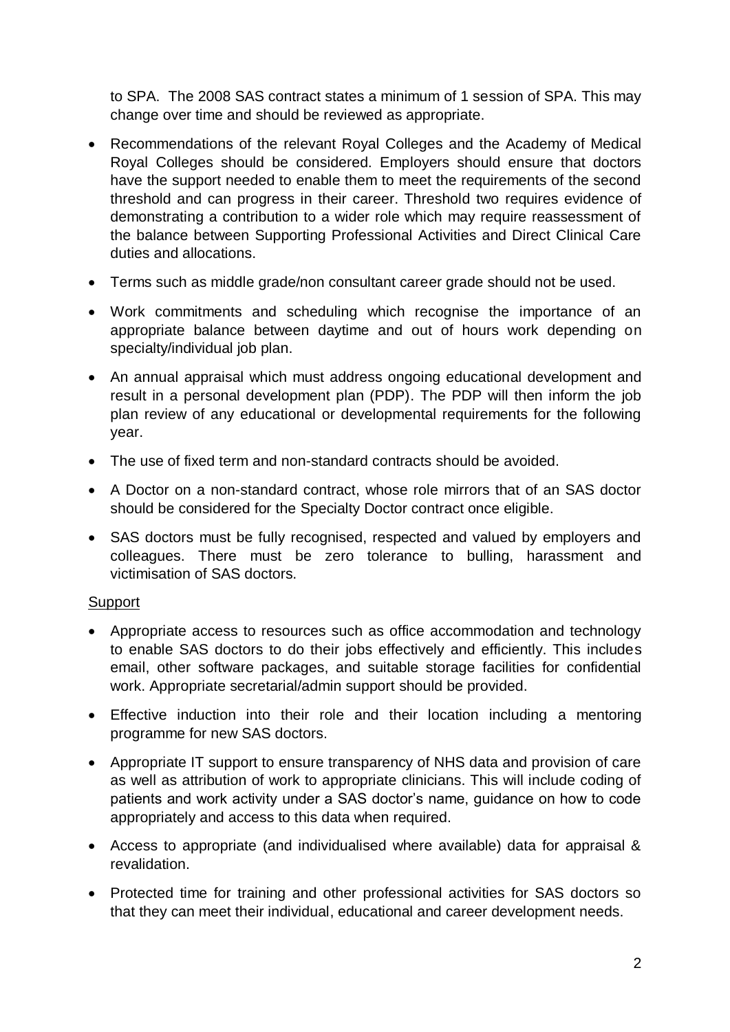to SPA. The 2008 SAS contract states a minimum of 1 session of SPA. This may change over time and should be reviewed as appropriate.

- Recommendations of the relevant Royal Colleges and the Academy of Medical Royal Colleges should be considered. Employers should ensure that doctors have the support needed to enable them to meet the requirements of the second threshold and can progress in their career. Threshold two requires evidence of demonstrating a contribution to a wider role which may require reassessment of the balance between Supporting Professional Activities and Direct Clinical Care duties and allocations.
- Terms such as middle grade/non consultant career grade should not be used.
- Work commitments and scheduling which recognise the importance of an appropriate balance between daytime and out of hours work depending on specialty/individual job plan.
- An annual appraisal which must address ongoing educational development and result in a personal development plan (PDP). The PDP will then inform the job plan review of any educational or developmental requirements for the following year.
- The use of fixed term and non-standard contracts should be avoided.
- A Doctor on a non-standard contract, whose role mirrors that of an SAS doctor should be considered for the Specialty Doctor contract once eligible.
- SAS doctors must be fully recognised, respected and valued by employers and colleagues. There must be zero tolerance to bulling, harassment and victimisation of SAS doctors.

<u>Support</u>

- Appropriate access to resources such as office accommodation and technology to enable SAS doctors to do their jobs effectively and efficiently. This includes email, other software packages, and suitable storage facilities for confidential work. Appropriate secretarial/admin support should be provided.
- Effective induction into their role and their location including a mentoring programme for new SAS doctors.
- Appropriate IT support to ensure transparency of NHS data and provision of care as well as attribution of work to appropriate clinicians. This will include coding of patients and work activity under a SAS doctor's name, guidance on how to code appropriately and access to this data when required.
- Access to appropriate (and individualised where available) data for appraisal & revalidation.
- Protected time for training and other professional activities for SAS doctors so that they can meet their individual, educational and career development needs.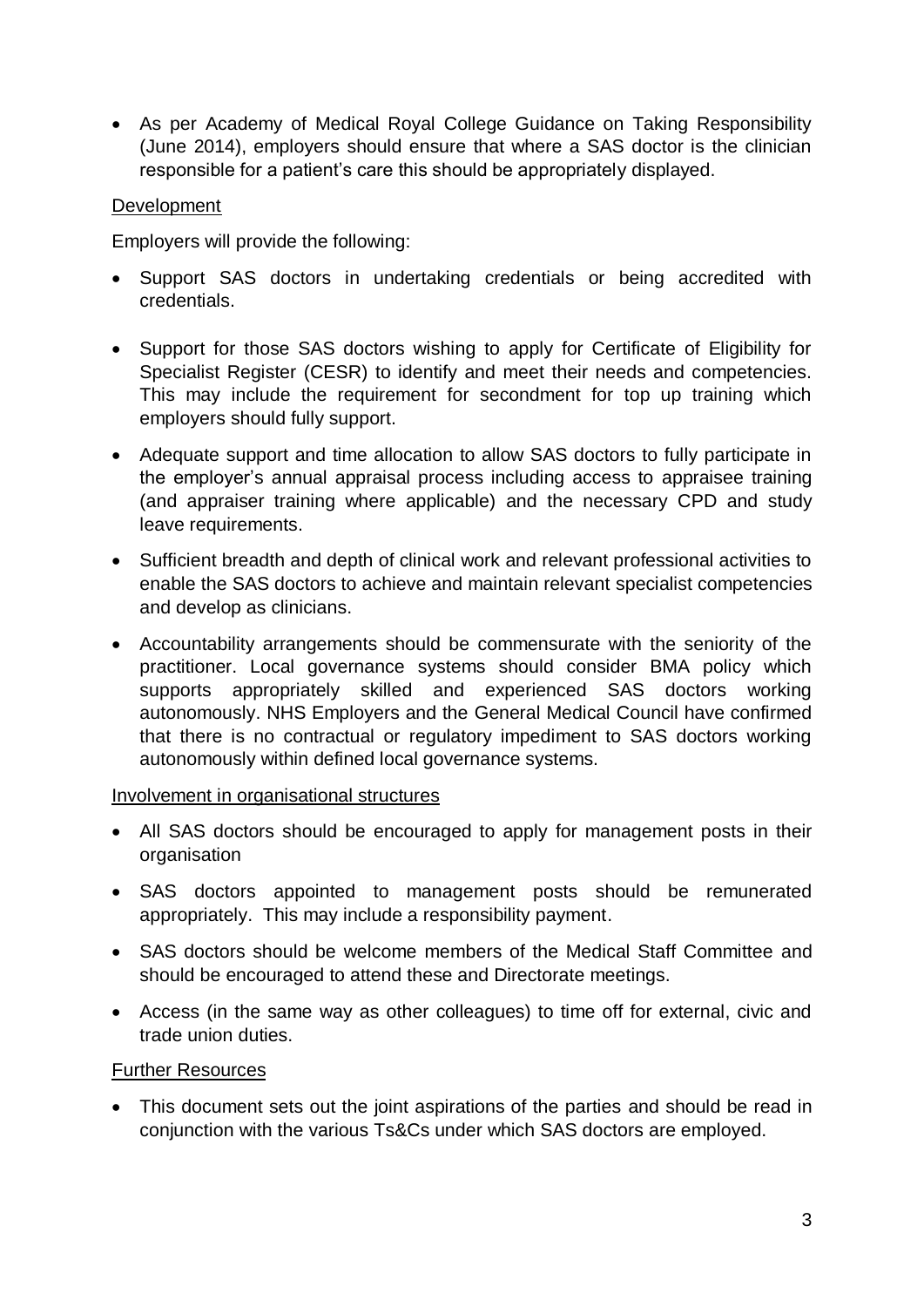- As per Academy of Medical Royal College Guidance on Taking Responsibility (June 2014), employers should ensure that where a SAS doctor is the clinician responsible for a patient's care this should be appropriately displayed.

<u>Development</u>

Employers will provide the following:

- Support SAS doctors in undertaking credentials or being accredited with credentials.

- Support for those SAS doctors wishing to apply for Certificate of Eligibility for Specialist Register (CESR) to identify and meet their needs and competencies. This may include the requirement for secondment for top up training which employers should fully support.

- Adequate support and time allocation to allow SAS doctors to fully participate in the employer's annual appraisal process including access to appraisee training (and appraiser training where applicable) and the necessary CPD and study leave requirements.

- Sufficient breadth and depth of clinical work and relevant professional activities to enable the SAS doctors to achieve and maintain relevant specialist competencies and develop as clinicians.

- Accountability arrangements should be commensurate with the seniority of the practitioner. Local governance systems should consider BMA policy which supports appropriately skilled and experienced SAS doctors working autonomously. NHS Employers and the General Medical Council have confirmed that there is no contractual or regulatory impediment to SAS doctors working autonomously within defined local governance systems.

<u>Involvement in organisational structures</u>

- All SAS doctors should be encouraged to apply for management posts in their organisation

- SAS doctors appointed to management posts should be remunerated appropriately. This may include a responsibility payment.

- SAS doctors should be welcome members of the Medical Staff Committee and should be encouraged to attend these and Directorate meetings.

- Access (in the same way as other colleagues) to time off for external, civic and trade union duties.

<u>Further Resources</u>

- This document sets out the joint aspirations of the parties and should be read in conjunction with the various Ts&Cs under which SAS doctors are employed.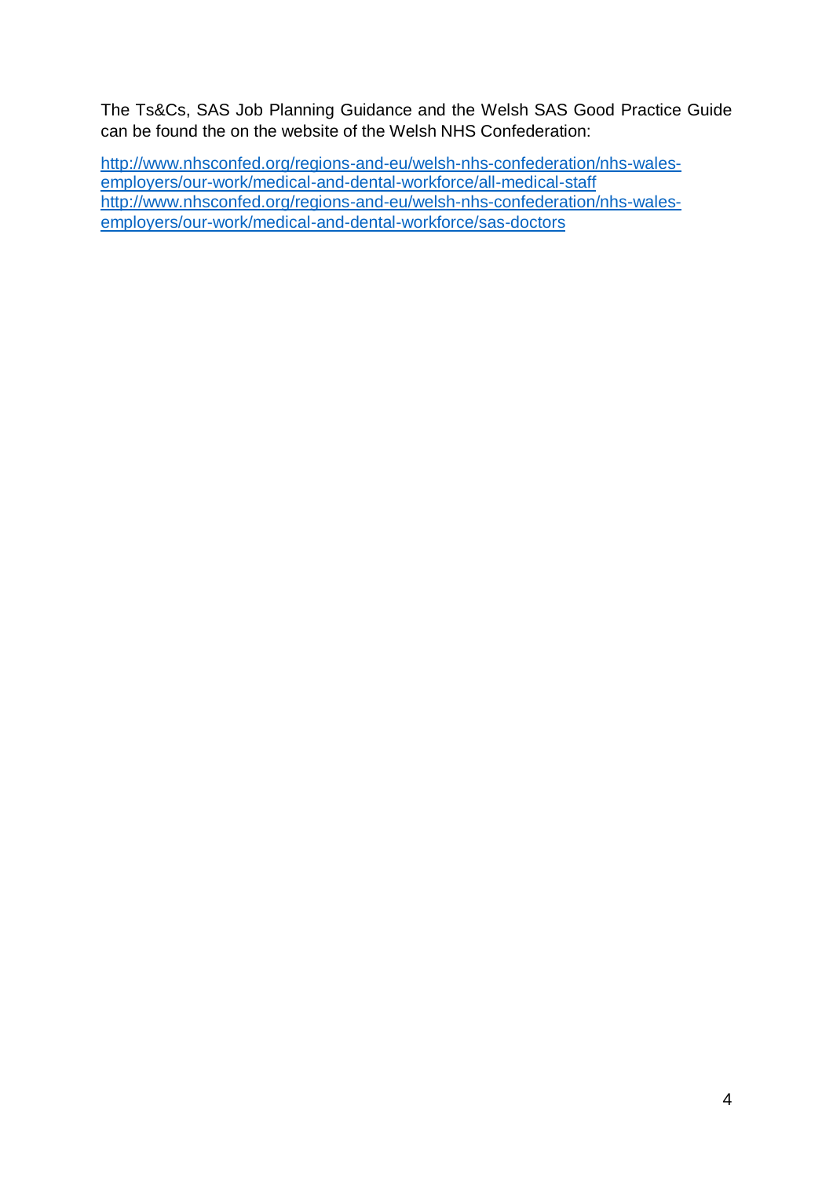The Ts&Cs, SAS Job Planning Guidance and the Welsh SAS Good Practice Guide can be found the on the website of the Welsh NHS Confederation:

http://www.nhsconfed.org/regions-and-eu/welsh-nhs-confederation/nhs-wales-employers/our-work/medical-and-dental-workforce/all-medical-staff
http://www.nhsconfed.org/regions-and-eu/welsh-nhs-confederation/nhs-wales-employers/our-work/medical-and-dental-workforce/sas-doctors